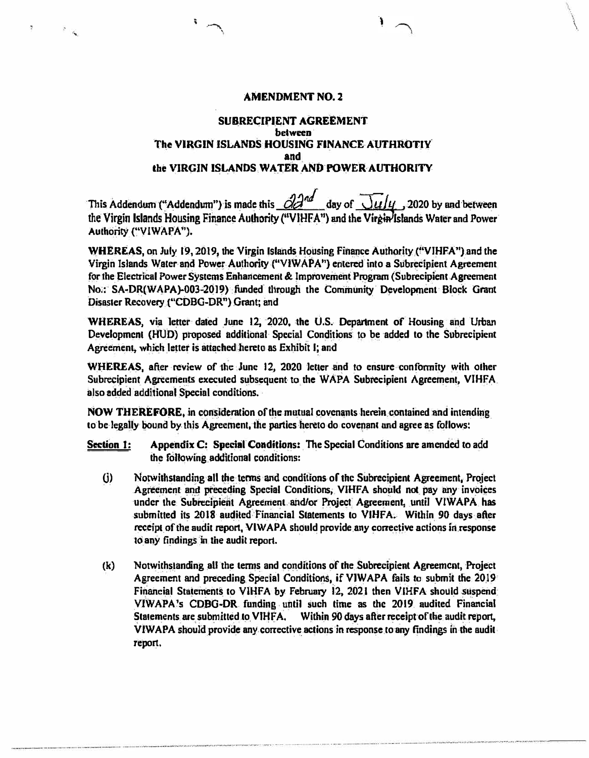# AMENDMENT NO. 2

## SUBRECIPIENT AGREEMENT
### between
### The VIRGIN ISLANDS HOUSING FINANCE AUTHROTIY
### and
### the VIRGIN ISLANDS WATER AND POWER AUTHORITY

This Addendum ("Addendum") is made this 22nd day of July, 2020 by and between the Virgin Islands Housing Finance Authority ("VIHFA") and the Virgin Islands Water and Power Authority ("VIWAPA").

**WHEREAS,** on July 19, 2019, the Virgin Islands Housing Finance Authority ("VIHFA") and the Virgin Islands Water and Power Authority ("VIWAPA") entered into a Subrecipient Agreement for the Electrical Power Systems Enhancement & Improvement Program (Subrecipient Agreement No.: SA-DR(WAPA)-003-2019) funded through the Community Development Block Grant Disaster Recovery ("CDBG-DR") Grant; and

**WHEREAS,** via letter dated June 12, 2020, the U.S. Department of Housing and Urban Development (HUD) proposed additional Special Conditions to be added to the Subrecipient Agreement, which letter is attached hereto as Exhibit I; and

**WHEREAS,** after review of the June 12, 2020 letter and to ensure conformity with other Subrecipient Agreements executed subsequent to the WAPA Subrecipient Agreement, VIHFA also added additional Special conditions.

**NOW THEREFORE,** in consideration of the mutual covenants herein contained and intending to be legally bound by this Agreement, the parties hereto do covenant and agree as follows:

**Section 1:** **Appendix C: Special Conditions:** The Special Conditions are amended to add the following additional conditions:

(j) Notwithstanding all the terms and conditions of the Subrecipient Agreement, Project Agreement and preceding Special Conditions, VIHFA should not pay any invoices under the Subrecipient Agreement and/or Project Agreement, until VIWAPA has submitted its 2018 audited Financial Statements to VIHFA. Within 90 days after receipt of the audit report, VIWAPA should provide any corrective actions in response to any findings in the audit report.

(k) Notwithstanding all the terms and conditions of the Subrecipient Agreement, Project Agreement and preceding Special Conditions, if VIWAPA fails to submit the 2019 Financial Statements to VIHFA by February 12, 2021 then VIHFA should suspend VIWAPA's CDBG-DR funding until such time as the 2019 audited Financial Statements are submitted to VIHFA. Within 90 days after receipt of the audit report, VIWAPA should provide any corrective actions in response to any findings in the audit report.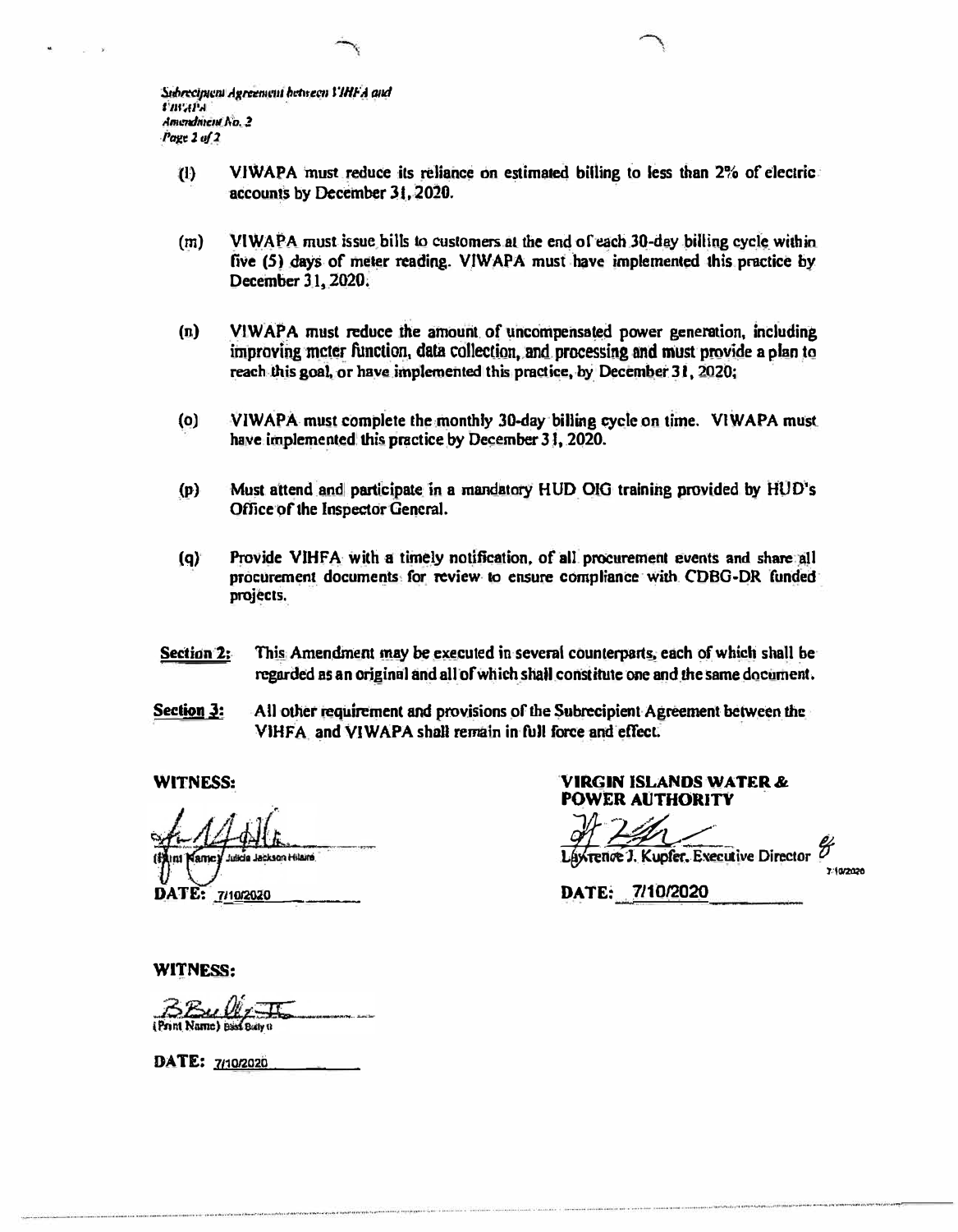(l) VIWAPA must reduce its reliance on estimated billing to less than 2% of electric accounts by December 31, 2020.

(m) VIWAPA must issue bills to customers at the end of each 30-day billing cycle within five (5) days of meter reading. VIWAPA must have implemented this practice by December 31, 2020.

(n) VIWAPA must reduce the amount of uncompensated power generation, including improving meter function, data collection, and processing and must provide a plan to reach this goal, or have implemented this practice, by December 31, 2020;

(o) VIWAPA must complete the monthly 30-day billing cycle on time. VIWAPA must have implemented this practice by December 31, 2020.

(p) Must attend and participate in a mandatory HUD OIG training provided by HUD's Office of the Inspector General.

(q) Provide VIHFA with a timely notification, of all procurement events and share all procurement documents for review to ensure compliance with CDBG-DR funded projects.

**Section 2:** This Amendment may be executed in several counterparts, each of which shall be regarded as an original and all of which shall constitute one and the same document.

**Section 3:** All other requirement and provisions of the Subrecipient Agreement between the VIHFA and VIWAPA shall remain in full force and effect.

**WITNESS:**

(Print Name) Julicia Jackson Hilaire

**DATE:** 7/10/2020

**VIRGIN ISLANDS WATER & POWER AUTHORITY**

Lawrence J. Kupfer, Executive Director

**DATE:** 7/10/2020

**WITNESS:**

(Print Name) Basil Ottley II

**DATE:** 7/10/2020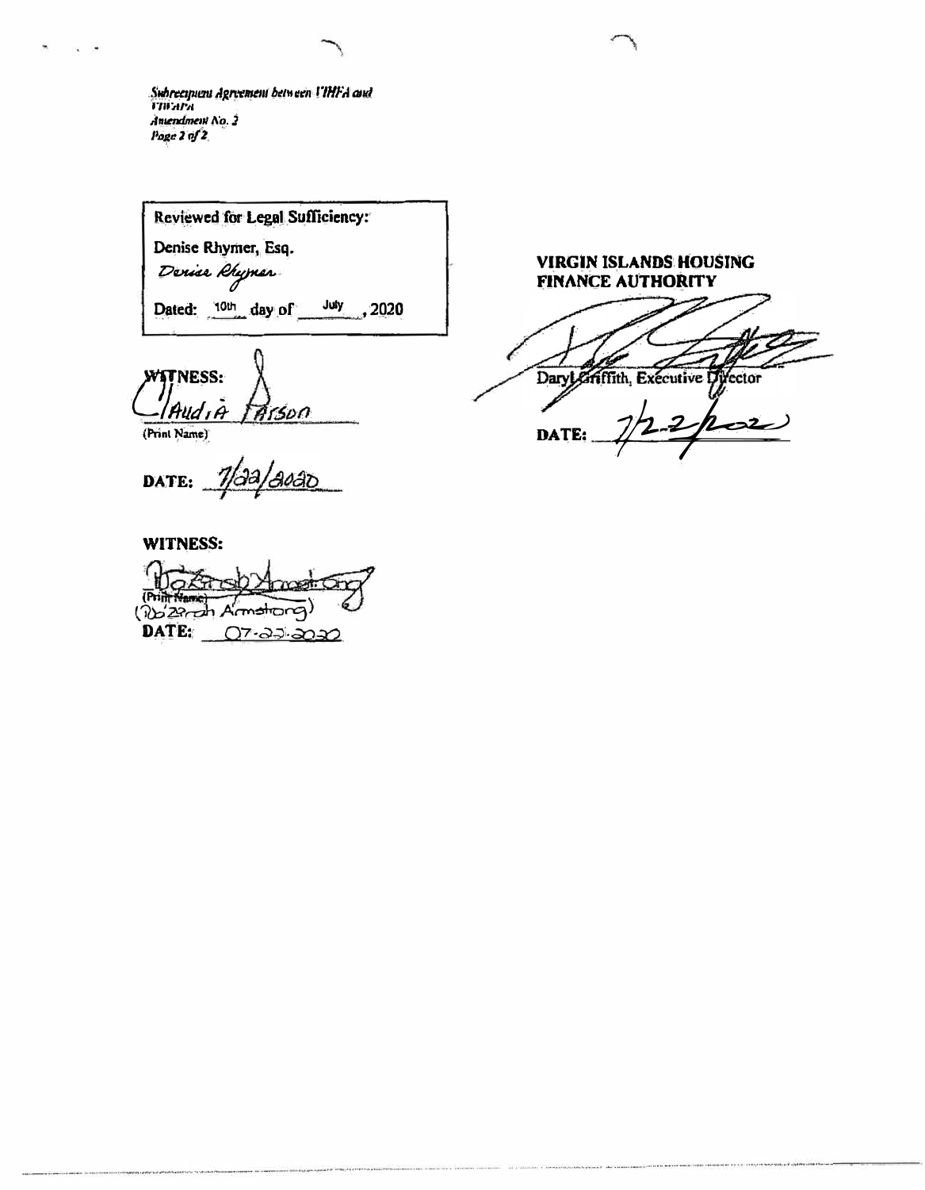*Subrecipient Agreement between VIHFA and VIWAPA*
*Amendment No. 2*

Reviewed for Legal Sufficiency:

Denise Rhymer, Esq.

Denise Rhymer

Dated: 10th day of July, 2020

**VIRGIN ISLANDS HOUSING FINANCE AUTHORITY**

Daryl Griffith, Executive Director

**DATE:** 7/22/2020

**WITNESS:**

Claudia Parson

(Print Name)

**DATE:** 7/22/2020

**WITNESS:**

Dobzerah Armstrong

(Print Name)

(Dobzerah Armstrong)

**DATE:** 07-22-2020